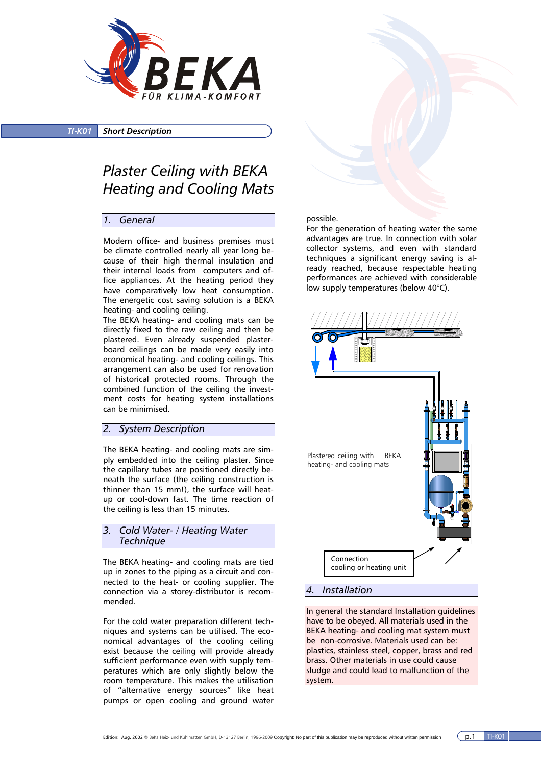BEKA FÜR KLIMA-KOMFORT

TI-K01 **Short Description**

# *Plaster Ceiling with BEKA Heating and Cooling Mats*

## *1. General*

Modern office- and business premises must be climate controlled nearly all year long because of their high thermal insulation and their internal loads from computers and office appliances. At the heating period they have comparatively low heat consumption. The energetic cost saving solution is a BEKA heating- and cooling ceiling.
The BEKA heating- and cooling mats can be directly fixed to the raw ceiling and then be plastered. Even already suspended plasterboard ceilings can be made very easily into economical heating- and cooling ceilings. This arrangement can also be used for renovation of historical protected rooms. Through the combined function of the ceiling the investment costs for heating system installations can be minimised.

## *2. System Description*

The BEKA heating- and cooling mats are simply embedded into the ceiling plaster. Since the capillary tubes are positioned directly beneath the surface (the ceiling construction is thinner than 15 mm!), the surface will heat-up or cool-down fast. The time reaction of the ceiling is less than 15 minutes.

## *3. Cold Water- / Heating Water Technique*

The BEKA heating- and cooling mats are tied up in zones to the piping as a circuit and connected to the heat- or cooling supplier. The connection via a storey-distributor is recommended.

For the cold water preparation different techniques and systems can be utilised. The economical advantages of the cooling ceiling exist because the ceiling will provide already sufficient performance even with supply temperatures which are only slightly below the room temperature. This makes the utilisation of "alternative energy sources" like heat pumps or open cooling and ground water possible.
For the generation of heating water the same advantages are true. In connection with solar collector systems, and even with standard techniques a significant energy saving is already reached, because respectable heating performances are achieved with considerable low supply temperatures (below 40°C).

Plastered ceiling with BEKA heating- and cooling mats

Connection cooling or heating unit

## *4. Installation*

In general the standard Installation guidelines have to be obeyed. All materials used in the BEKA heating- and cooling mat system must be non-corrosive. Materials used can be: plastics, stainless steel, copper, brass and red brass. Other materials in use could cause sludge and could lead to malfunction of the system.

Edition: Aug. 2002 © BeKa Heiz- und Kühlmatten GmbH, D-13127 Berlin, 1996-2009 Copyright: No part of this publication may be reproduced without written permission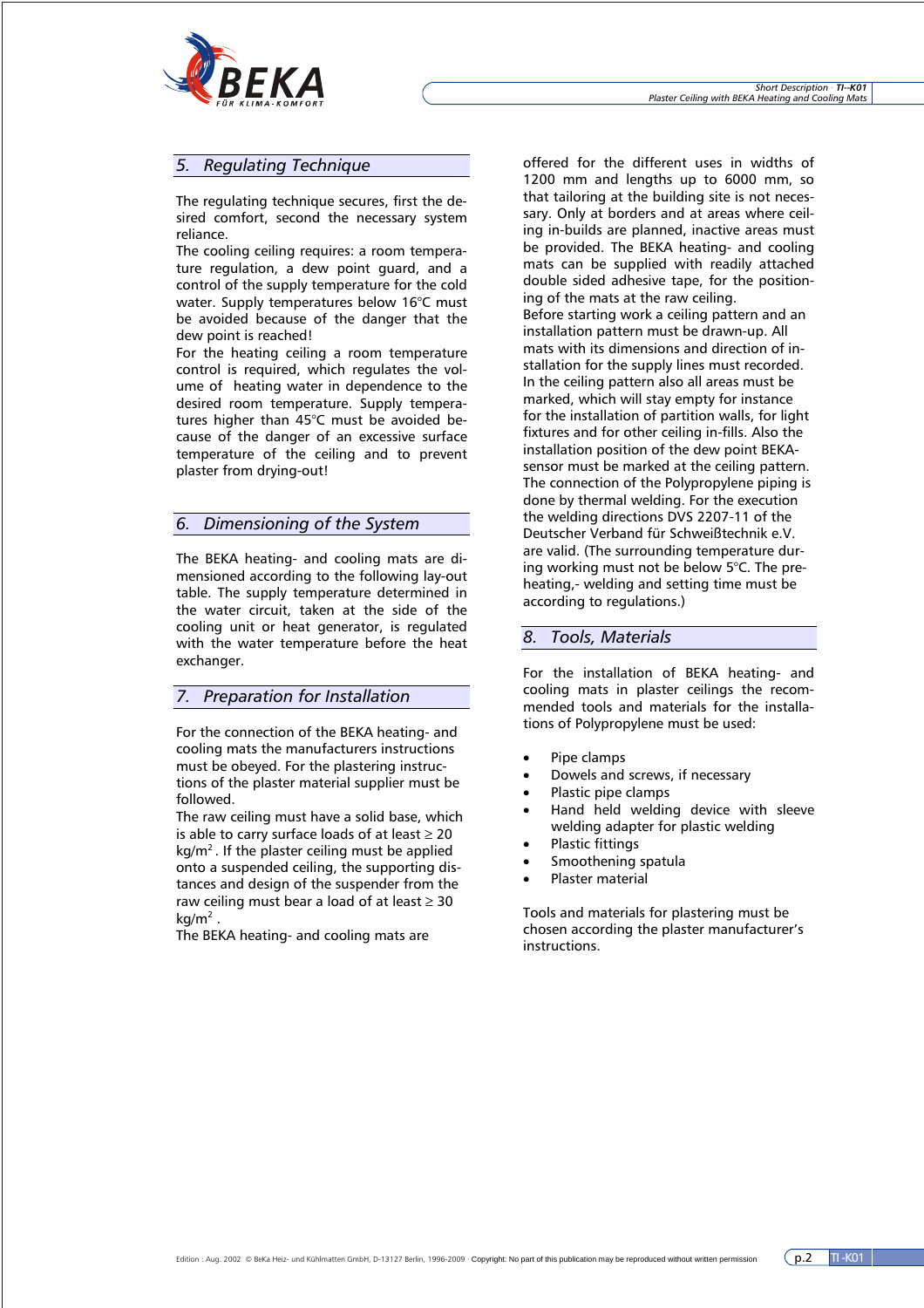## 5. Regulating Technique

The regulating technique secures, first the desired comfort, second the necessary system reliance.

The cooling ceiling requires: a room temperature regulation, a dew point guard, and a control of the supply temperature for the cold water. Supply temperatures below 16°C must be avoided because of the danger that the dew point is reached!

For the heating ceiling a room temperature control is required, which regulates the volume of heating water in dependence to the desired room temperature. Supply temperatures higher than 45°C must be avoided because of the danger of an excessive surface temperature of the ceiling and to prevent plaster from drying-out!

## 6. Dimensioning of the System

The BEKA heating- and cooling mats are dimensioned according to the following lay-out table. The supply temperature determined in the water circuit, taken at the side of the cooling unit or heat generator, is regulated with the water temperature before the heat exchanger.

## 7. Preparation for Installation

For the connection of the BEKA heating- and cooling mats the manufacturers instructions must be obeyed. For the plastering instructions of the plaster material supplier must be followed.

The raw ceiling must have a solid base, which is able to carry surface loads of at least ≥ 20 $kg/m^2$. If the plaster ceiling must be applied onto a suspended ceiling, the supporting distances and design of the suspender from the raw ceiling must bear a load of at least ≥ 30 $kg/m^2$.

The BEKA heating- and cooling mats are offered for the different uses in widths of 1200 mm and lengths up to 6000 mm, so that tailoring at the building site is not necessary. Only at borders and at areas where ceiling in-builds are planned, inactive areas must be provided. The BEKA heating- and cooling mats can be supplied with readily attached double sided adhesive tape, for the positioning of the mats at the raw ceiling.

Before starting work a ceiling pattern and an installation pattern must be drawn-up. All mats with its dimensions and direction of installation for the supply lines must recorded. In the ceiling pattern also all areas must be marked, which will stay empty for instance for the installation of partition walls, for light fixtures and for other ceiling in-fills. Also the installation position of the dew point BEKA-sensor must be marked at the ceiling pattern.

The connection of the Polypropylene piping is done by thermal welding. For the execution the welding directions DVS 2207-11 of the Deutscher Verband für Schweißtechnik e.V. are valid. (The surrounding temperature during working must not be below 5°C. The pre-heating,- welding and setting time must be according to regulations.)

## 8. Tools, Materials

For the installation of BEKA heating- and cooling mats in plaster ceilings the recommended tools and materials for the installations of Polypropylene must be used:

- Pipe clamps
- Dowels and screws, if necessary
- Plastic pipe clamps
- Hand held welding device with sleeve welding adapter for plastic welding
- Plastic fittings
- Smoothening spatula
- Plaster material

Tools and materials for plastering must be chosen according the plaster manufacturer's instructions.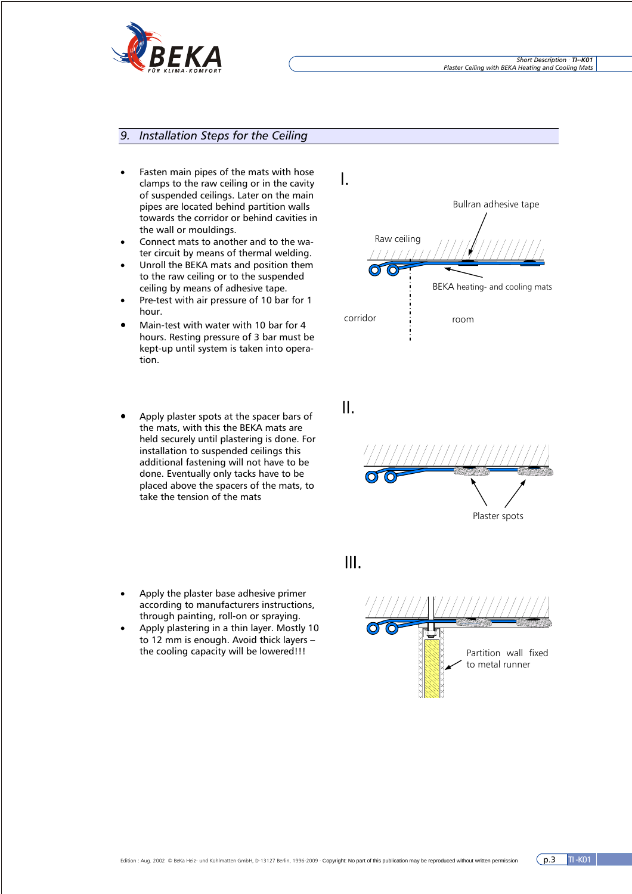## 9. Installation Steps for the Ceiling

- Fasten main pipes of the mats with hose clamps to the raw ceiling or in the cavity of suspended ceilings. Later on the main pipes are located behind partition walls towards the corridor or behind cavities in the wall or mouldings.
- Connect mats to another and to the water circuit by means of thermal welding.
- Unroll the BEKA mats and position them to the raw ceiling or to the suspended ceiling by means of adhesive tape.
- Pre-test with air pressure of 10 bar for 1 hour.
- Main-test with water with 10 bar for 4 hours. Resting pressure of 3 bar must be kept-up until system is taken into operation.

I.

Bullran adhesive tape

Raw ceiling

BEKA heating- and cooling mats

corridor

room

- Apply plaster spots at the spacer bars of the mats, with this the BEKA mats are held securely until plastering is done. For installation to suspended ceilings this additional fastening will not have to be done. Eventually only tacks have to be placed above the spacers of the mats, to take the tension of the mats

II.

Plaster spots

III.

- Apply the plaster base adhesive primer according to manufacturers instructions, through painting, roll-on or spraying.
- Apply plastering in a thin layer. Mostly 10 to 12 mm is enough. Avoid thick layers – the cooling capacity will be lowered!!!

Partition wall fixed to metal runner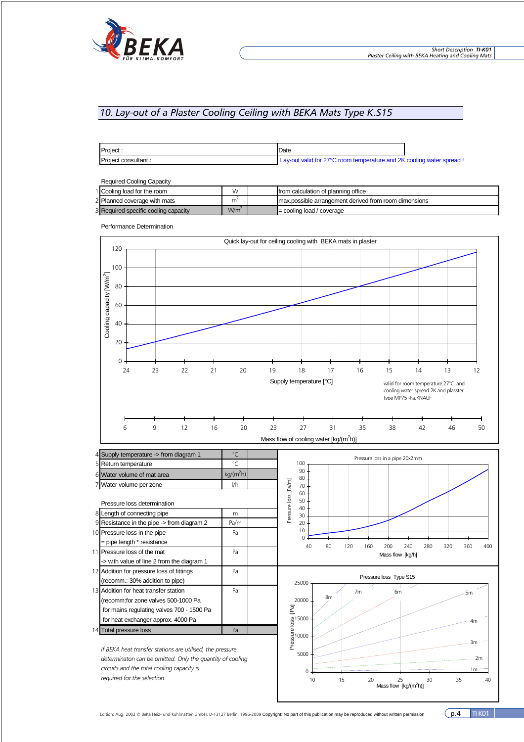## 10. Lay-out of a Plaster Cooling Ceiling with BEKA Mats Type K.S15

| Project : | Date |
|---|---|
| Project consultant : | Lay-out valid for 27°C room temperature and 2K cooling water spread ! |

Required Cooling Capacity

| | | | | |
|---|---|---|---|---|
| 1 | Cooling load for the room | W | | from calculation of planning office |
| 2 | Planned coverage with mats | $m^2$ | | max.possible arrangement derived from room dimensions |
| 3 | Required specific cooling capacity | $W/m^2$ | | = cooling load / coverage |

Performance Determination

Quick lay-out for ceiling cooling with BEKA mats in plaster

Cooling capacity [$W/m^2$]: 0, 20, 40, 60, 80, 100, 120

Supply temperature [°C]: 24, 23, 22, 21, 20, 19, 18, 17, 16, 15, 14, 13, 12

valid for room temperature 27°C and cooling water spread 2K and plasster type MP75 -Fa.KNAUF

Mass flow of cooling water [$kg/(m^2h)$]: 6, 9, 12, 16, 20, 23, 27, 31, 35, 38, 42, 46, 50

| | | | |
|---|---|---|---|
| 4 | Supply temperature -> from diagram 1 | °C | |
| 5 | Return temperature | °C | |
| 6 | Water volume of mat area | $kg/(m^2h)$ | |
| 7 | Water volume per zone | l/h | |

Pressure loss determination

| | | | |
|---|---|---|---|
| 8 | Length of connecting pipe | m | |
| 9 | Resistance in the pipe -> from diagram 2 | Pa/m | |
| 10 | Pressure loss in the pipe<br>= pipe length * resistance | Pa | |
| 11 | Pressure loss of the mat<br>-> with value of line 2 from the diagram 1 | Pa | |
| 12 | Addition for pressure loss of fittings<br>(recomm.: 30% addition to pipe) | Pa | |
| 13 | Addition for heat transfer station<br>(recomm:for zone valves 500-1000 Pa<br>for mains regulating valves 700 - 1500 Pa<br>for heat exchanger approx. 4000 Pa | Pa | |
| 14 | Total pressure loss | Pa | |

*If BEKA heat transfer stations are utilised, the pressure determinaton can be omitted. Only the quantity of cooling circuits and the total cooling capacity is required for the selection.*

Pressure loss in a pipe 20x2mm

Pressure loss [Pa/m]: 0, 10, 20, 30, 40, 50, 60, 70, 80, 90, 100

Mass flow [kg/h]: 40, 80, 120, 160, 200, 240, 280, 320, 360, 400

Pressure loss Type S15

Pressure loss [Pa]: 0, 5000, 10000, 15000, 20000, 25000

Curves: 1m, 2m, 3m, 4m, 5m, 6m, 7m, 8m

Mass flow [$kg/(m^2h)$]: 10, 15, 20, 25, 30, 35, 40

Edition: Aug. 2002 © BeKa Heiz- und Kühlmatten GmbH, D-13127 Berlin, 1996-2009 Copyright: No part of this publication may be reproduced without written permission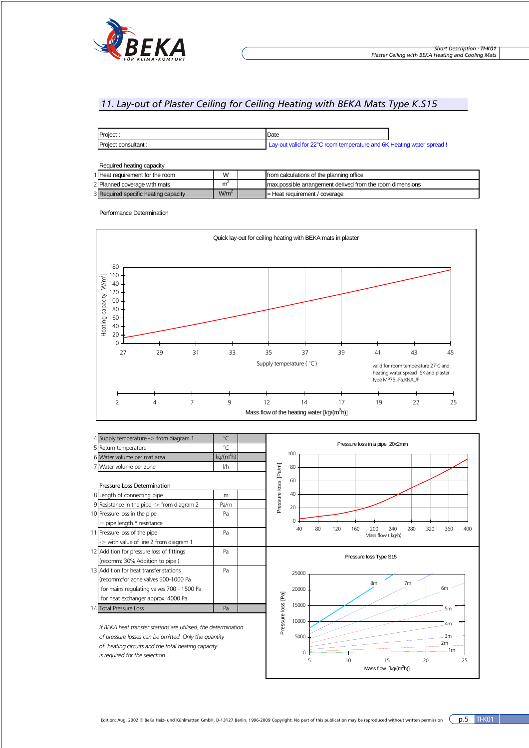## 11. Lay-out of Plaster Ceiling for Ceiling Heating with BEKA Mats Type K.S15

| Project : | Date |
|---|---|
| Project consultant : | Lay-out valid for 22°C room temperature and 6K Heating water spread ! |

Required heating capacity

| | | | | |
|---|---|---|---|---|
| 1 | Heat requirement for the room | W | | from calculations of the planning office |
| 2 | Planned coverage with mats | $m^2$ | | max.possible arrangement derived from the room dimensions |
| 3 | Required specific heating capacity | $W/m^2$ | | = Heat requirement / coverage |

Performance Determination

Quick lay-out for ceiling heating with BEKA mats in plaster

Heating capacity [$W/m^2$]: 0, 20, 40, 60, 80, 100, 120, 140, 160, 180

Supply temperature ( °C ): 27, 29, 31, 33, 35, 37, 39, 41, 43, 45

valid for room temperature 27°C and heating water spread 6K and plaster type MP75 -Fa.KNAUF

Mass flow of the heating water [$kg/(m^2h)$]: 2, 4, 7, 9, 12, 14, 17, 19, 22, 25

| | | | |
|---|---|---|---|
| 4 | Supply temperature -> from diagram 1 | °C | |
| 5 | Return temperature | °C | |
| 6 | Water volume per mat area | $kg/(m^2h)$ | |
| 7 | Water volume per zone | l/h | |

Pressure Loss Determination

| | | | |
|---|---|---|---|
| 8 | Length of connecting pipe | m | |
| 9 | Resistance in the pipe -> from diagram 2 | Pa/m | |
| 10 | Pressure loss in the pipe = pipe length * resistance | Pa | |
| 11 | Pressure loss of the pipe -> with value of line 2 from diagram 1 | Pa | |
| 12 | Addition for pressure loss of fittings (recomm: 30% Addition to pipe ) | Pa | |
| 13 | Addition for heat transfer stations (recomm:for zone valves 500-1000 Pa; for mains regulating valves 700 - 1500 Pa; for heat exchanger approx. 4000 Pa) | Pa | |
| 14 | Total Pressure Loss | Pa | |

*If BEKA heat transfer stations are utilised, the determination of pressure losses can be omitted. Only the quantity of heating circuits and the total heating capacity is required for the selection.*

Pressure loss in a pipe 20x2mm

Pressure loss [Pa/m]: 0, 20, 40, 60, 80, 100

Mass flow ( kg/h): 40, 80, 120, 160, 200, 240, 280, 320, 360, 400

Pressure loss Type S15

Pressure loss [Pa]: 0, 5000, 10000, 15000, 20000, 25000

Mass flow [$kg/(m^2h)$]: 5, 10, 15, 20, 25

Curves: 8m, 7m, 6m, 5m, 4m, 3m, 2m, 1m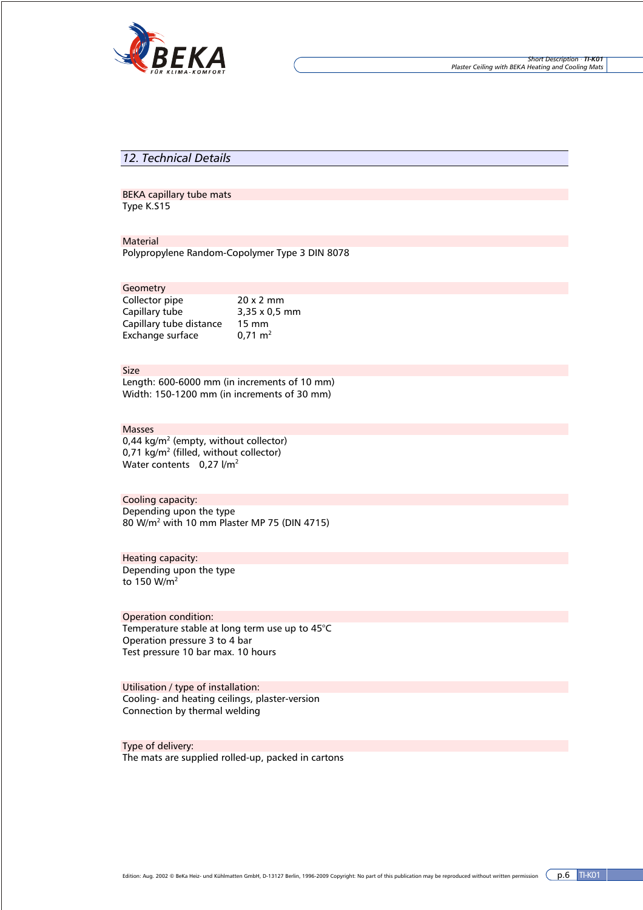## 12. Technical Details

BEKA capillary tube mats

Type K.S15

Material

Polypropylene Random-Copolymer Type 3 DIN 8078

Geometry

| | |
|---|---|
| Collector pipe | 20 x 2 mm |
| Capillary tube | 3,35 x 0,5 mm |
| Capillary tube distance | 15 mm |
| Exchange surface | 0,71 $m^2$ |

Size

Length: 600-6000 mm (in increments of 10 mm)

Width: 150-1200 mm (in increments of 30 mm)

Masses

0,44 $kg/m^2$ (empty, without collector)

0,71 $kg/m^2$ (filled, without collector)

Water contents 0,27 $l/m^2$

Cooling capacity:

Depending upon the type

80 $W/m^2$ with 10 mm Plaster MP 75 (DIN 4715)

Heating capacity:

Depending upon the type

to 150 $W/m^2$

Operation condition:

Temperature stable at long term use up to 45°C

Operation pressure 3 to 4 bar

Test pressure 10 bar max. 10 hours

Utilisation / type of installation:

Cooling- and heating ceilings, plaster-version

Connection by thermal welding

Type of delivery:

The mats are supplied rolled-up, packed in cartons